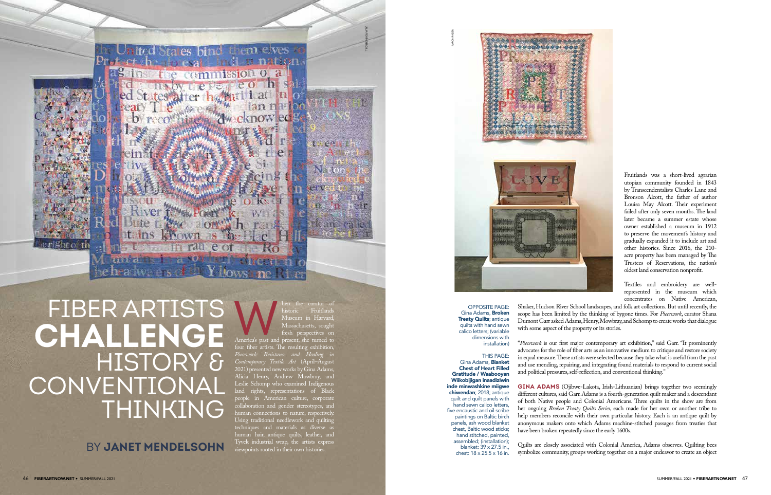# FIBER ARTISTS **CHALLENGE** HISTORY & CONVENTIONAL THINKING

## BY **JANET MENDELSOHN**

When the curator of historic Fruitlands Museum in Harvard, Massachusetts, sought fresh perspectives on America's past and present, she turned to four fiber artists. The resulting exhibition, *Piecework: Resistance and Healing in Contemporary Textile Art* (April–August 2021) presented new works by Gina Adams, Alicia Henry, Andrew Mowbray, and Leslie Schomp who examined Indigenous land rights, representations of Black people in American culture, corporate collaboration and gender stereotypes, and human connections to nature, respectively. Using traditional needlework and quilting techniques and materials as diverse as human hair, antique quilts, leather, and Tyvek industrial wrap, the artists express viewpoints rooted in their own histories.

Fruitlands was a short-lived agrarian utopian community founded in 1843 by Transcendentalists Charles Lane and Bronson Alcott, the father of author Louisa May Alcott. Their experiment failed after only seven months. The land later became a summer estate whose owner established a museum in 1912 to preserve the movement's history and gradually expanded it to include art and other histories. Since 2016, the 210-acre property has been managed by The Trustees of Reservations, the nation's oldest land conservation nonprofit.

Textiles and embroidery are well-represented in the museum which concentrates on Native American, Shaker, Hudson River School landscapes, and folk art collections. But until recently, the scope has been limited by the thinking of bygone times. For *Piecework*, curator Shana Dumont Garr asked Adams, Henry, Mowbray, and Schomp to create works that dialogue with some aspect of the property or its stories.

"*Piecework* is our first major contemporary art exhibition," said Garr. "It prominently advocates for the role of fiber arts as an innovative medium to critique and restore society in equal measure. These artists were selected because they take what is useful from the past and use mending, repairing, and integrating found materials to respond to current social and political pressures, self-reflection, and conventional thinking."

**GINA ADAMS** (Ojibwe-Lakota, Irish-Lithuanian) brings together two seemingly different cultures, said Garr. Adams is a fourth-generation quilt maker and a descendant of both Native people and Colonial Americans. Three quilts in the show are from her ongoing *Broken Treaty Quilts Series*, each made for her own or another tribe to help members reconcile with their own particular history. Each is an antique quilt by anonymous makers onto which Adams machine-stitched passages from treaties that have been broken repeatedly since the early 1600s.

Quilts are closely associated with Colonial America, Adams observes. Quilting bees symbolize community, groups working together on a major endeavor to create an object

OPPOSITE PAGE: Gina Adams, **Broken Treaty Quilts**; antique quilts with hand sewn calico letters; (variable dimensions with installation)

THIS PAGE: Gina Adams, **Blanket Chest of Heart Filled Gratitude / Waabooyan Wiikobijigan inaadiziwin inde minwashkine miigwe chiwendan**; 2018; antique quilt and quilt panels with hand sewn calico letters, five encaustic and oil scribe paintings on Baltic birch panels, ash wood blanket chest, Baltic wood sticks; hand stitched, painted, assembled; (installation); blanket: 39 x 27.5 in., chest: 18 x 25.5 x 16 in.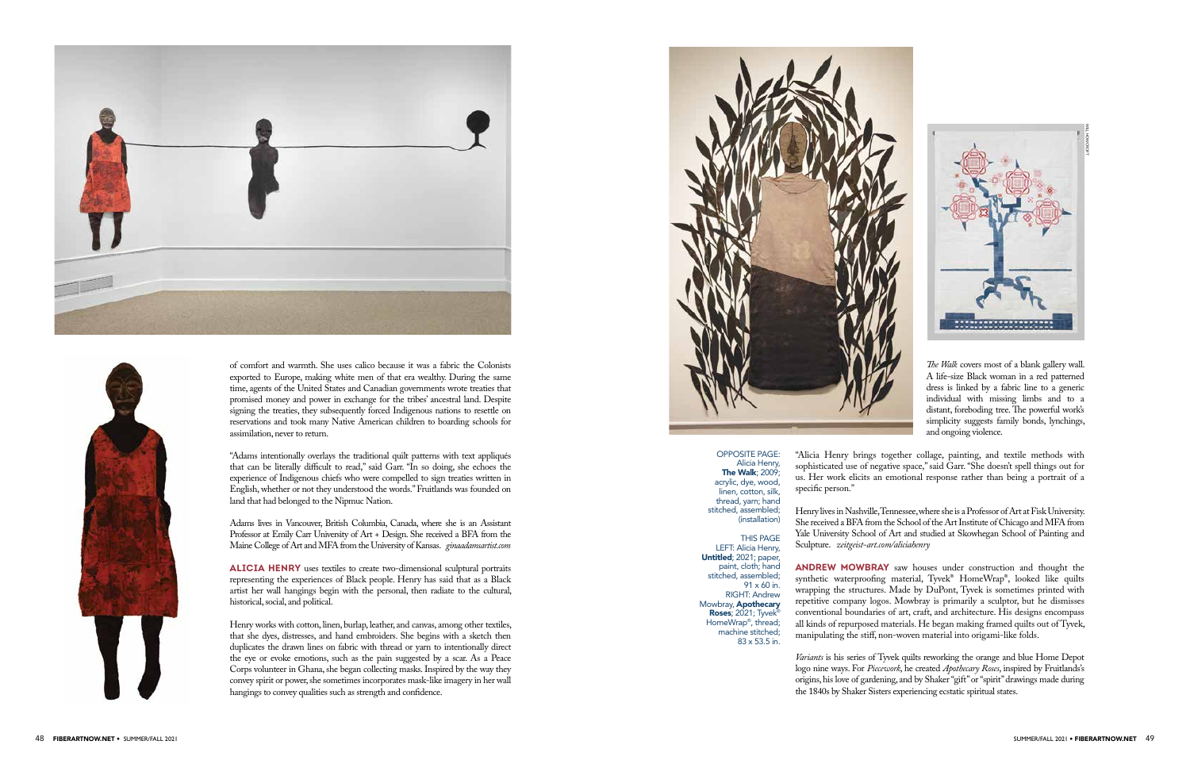of comfort and warmth. She uses calico because it was a fabric the Colonists exported to Europe, making white men of that era wealthy. During the same time, agents of the United States and Canadian governments wrote treaties that promised money and power in exchange for the tribes' ancestral land. Despite signing the treaties, they subsequently forced Indigenous nations to resettle on reservations and took many Native American children to boarding schools for assimilation, never to return.

"Adams intentionally overlays the traditional quilt patterns with text appliqués that can be literally difficult to read," said Garr. "In so doing, she echoes the experience of Indigenous chiefs who were compelled to sign treaties written in English, whether or not they understood the words." Fruitlands was founded on land that had belonged to the Nipmuc Nation.

Adams lives in Vancouver, British Columbia, Canada, where she is an Assistant Professor at Emily Carr University of Art + Design. She received a BFA from the Maine College of Art and MFA from the University of Kansas. *ginaadamsartist.com*

**ALICIA HENRY** uses textiles to create two-dimensional sculptural portraits representing the experiences of Black people. Henry has said that as a Black artist her wall hangings begin with the personal, then radiate to the cultural, historical, social, and political.

Henry works with cotton, linen, burlap, leather, and canvas, among other textiles, that she dyes, distresses, and hand embroiders. She begins with a sketch then duplicates the drawn lines on fabric with thread or yarn to intentionally direct the eye or evoke emotions, such as the pain suggested by a scar. As a Peace Corps volunteer in Ghana, she began collecting masks. Inspired by the way they convey spirit or power, she sometimes incorporates mask-like imagery in her wall hangings to convey qualities such as strength and confidence.

*The Walk* covers most of a blank gallery wall. A life-size Black woman in a red patterned dress is linked by a fabric line to a generic individual with missing limbs and to a distant, foreboding tree. The powerful work's simplicity suggests family bonds, lynchings, and ongoing violence.

"Alicia Henry brings together collage, painting, and textile methods with sophisticated use of negative space," said Garr. "She doesn't spell things out for us. Her work elicits an emotional response rather than being a portrait of a specific person."

Henry lives in Nashville, Tennessee, where she is a Professor of Art at Fisk University. She received a BFA from the School of the Art Institute of Chicago and MFA from Yale University School of Art and studied at Skowhegan School of Painting and Sculpture. *zeitgeist-art.com/aliciahenry*

**ANDREW MOWBRAY** saw houses under construction and thought the synthetic waterproofing material, Tyvek® HomeWrap®, looked like quilts wrapping the structures. Made by DuPont, Tyvek is sometimes printed with repetitive company logos. Mowbray is primarily a sculptor, but he dismisses conventional boundaries of art, craft, and architecture. His designs encompass all kinds of repurposed materials. He began making framed quilts out of Tyvek, manipulating the stiff, non-woven material into origami-like folds.

*Variants* is his series of Tyvek quilts reworking the orange and blue Home Depot logo nine ways. For *Piecework*, he created *Apothecary Roses*, inspired by Fruitlands's origins, his love of gardening, and by Shaker "gift" or "spirit" drawings made during the 1840s by Shaker Sisters experiencing ecstatic spiritual states.

OPPOSITE PAGE: Alicia Henry, **The Walk**; 2009; acrylic, dye, wood, linen, cotton, silk, thread, yarn; hand stitched, assembled; (installation)

THIS PAGE LEFT: Alicia Henry, **Untitled**; 2021; paper, paint, cloth; hand stitched, assembled; 91 x 60 in. RIGHT: Andrew Mowbray, **Apothecary Roses**; 2021; Tyvek® HomeWrap®, thread; machine stitched; 83 x 53.5 in.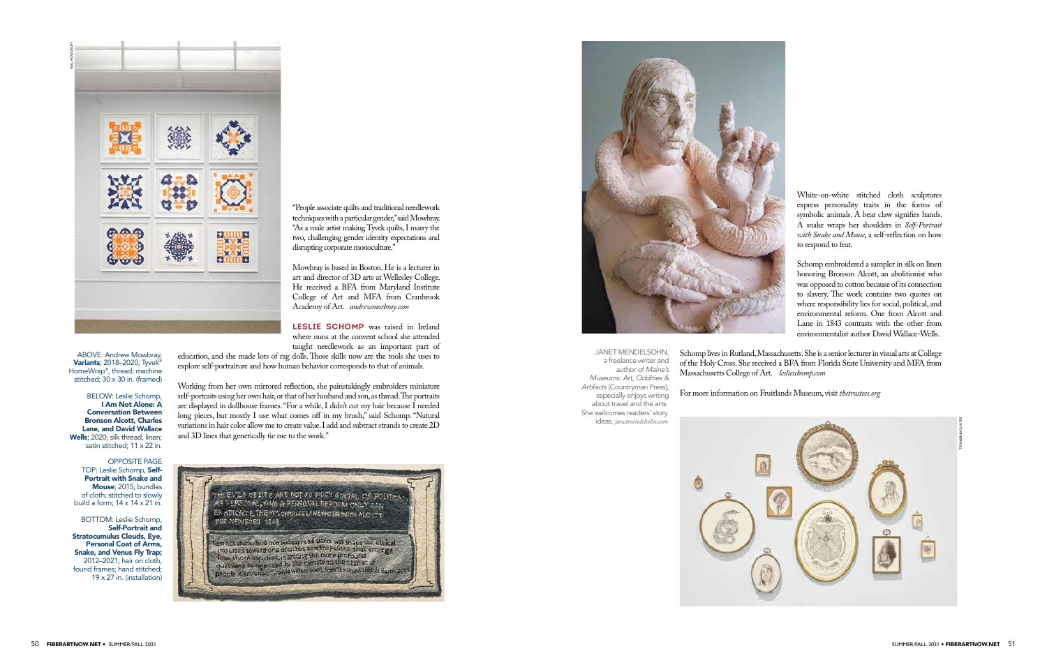"People associate quilts and traditional needlework techniques with a particular gender," said Mowbray. "As a male artist making Tyvek quilts, I marry the two, challenging gender identity expectations and disrupting corporate monoculture."

Mowbray is based in Boston. He is a lecturer in art and director of 3D arts at Wellesley College. He received a BFA from Maryland Institute College of Art and MFA from Cranbrook Academy of Art. *andrewmorbray.com*

**LESLIE SCHOMP** was raised in Ireland where nuns at the convent school she attended taught needlework as an important part of education, and she made lots of rag dolls. Those skills now are the tools she uses to explore self-portraiture and how human behavior corresponds to that of animals.

Working from her own mirrored reflection, she painstakingly embroiders miniature self-portraits using her own hair, or that of her husband and son, as thread. The portraits are displayed in dollhouse frames. "For a while, I didn't cut my hair because I needed long pieces, but mostly I use what comes off in my brush," said Schomp. "Natural variations in hair color allow me to create value. I add and subtract strands to create 2D and 3D lines that genetically tie me to the work."

White-on-white stitched cloth sculptures express personality traits in the forms of symbolic animals. A bear claw signifies hands. A snake wraps her shoulders in *Self-Portrait with Snake and Mouse*, a self-reflection on how to respond to fear.

Schomp embroidered a sampler in silk on linen honoring Bronson Alcott, an abolitionist who was opposed to cotton because of its connection to slavery. The work contains two quotes on where responsibility lies for social, political, and environmental reform. One from Alcott and Lane in 1843 contrasts with the other from environmentalist author David Wallace-Wells.

Schomp lives in Rutland, Massachusetts. She is a senior lecturer in visual arts at College of the Holy Cross. She received a BFA from Florida State University and MFA from Massachusetts College of Art. *leslieschomp.com*

For more information on Fruitlands Museum, visit *thetrustees.org*

JANET MENDELSOHN, a freelance writer and author of *Maine's Museums: Art, Oddities & Artifacts* (Countryman Press), especially enjoys writing about travel and the arts. She welcomes readers' story ideas. *janetmendelsohn.com*

ABOVE: Andrew Mowbray, **Variants**; 2018–2020; Tyvek® HomeWrap®, thread; machine stitched; 30 x 30 in. (framed)

BELOW: Leslie Schomp, **I Am Not Alone: A Conversation Between Bronson Alcott, Charles Lane, and David Wallace Wells**; 2020; silk thread, linen; satin stitched; 11 x 22 in.

OPPOSITE PAGE
TOP: Leslie Schomp, **Self-Portrait with Snake and Mouse**; 2015; bundles of cloth; stitched to slowly build a form; 14 x 14 x 21 in.

BOTTOM: Leslie Schomp, **Self-Portrait and Stratocumulus Clouds, Eye, Personal Coat of Arms, Snake, and Venus Fly Trap**; 2012–2021; hair on cloth, found frames; hand stitched; 19 x 27 in. (installation)